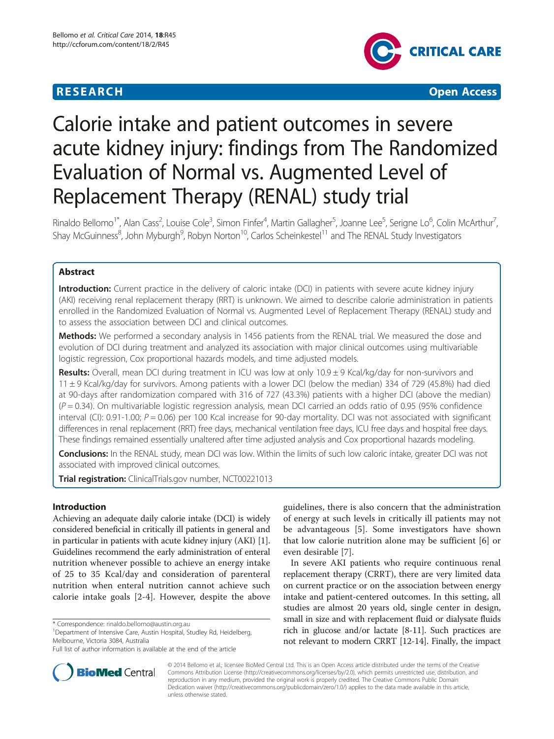**RESEARCH** **Open Access**

# Calorie intake and patient outcomes in severe acute kidney injury: findings from The Randomized Evaluation of Normal vs. Augmented Level of Replacement Therapy (RENAL) study trial

Rinaldo Bellomo[1*], Alan Cass[2], Louise Cole[3], Simon Finfer[4], Martin Gallagher[5], Joanne Lee[5], Serigne Lo[6], Colin McArthur[7], Shay McGuinness[8], John Myburgh[9], Robyn Norton[10], Carlos Scheinkestel[11] and The RENAL Study Investigators

## Abstract

**Introduction:** Current practice in the delivery of caloric intake (DCI) in patients with severe acute kidney injury (AKI) receiving renal replacement therapy (RRT) is unknown. We aimed to describe calorie administration in patients enrolled in the Randomized Evaluation of Normal vs. Augmented Level of Replacement Therapy (RENAL) study and to assess the association between DCI and clinical outcomes.

**Methods:** We performed a secondary analysis in 1456 patients from the RENAL trial. We measured the dose and evolution of DCI during treatment and analyzed its association with major clinical outcomes using multivariable logistic regression, Cox proportional hazards models, and time adjusted models.

**Results:** Overall, mean DCI during treatment in ICU was low at only 10.9 ± 9 Kcal/kg/day for non-survivors and 11 ± 9 Kcal/kg/day for survivors. Among patients with a lower DCI (below the median) 334 of 729 (45.8%) had died at 90-days after randomization compared with 316 of 727 (43.3%) patients with a higher DCI (above the median) ($P = 0.34$). On multivariable logistic regression analysis, mean DCI carried an odds ratio of 0.95 (95% confidence interval (CI): 0.91-1.00; $P = 0.06$) per 100 Kcal increase for 90-day mortality. DCI was not associated with significant differences in renal replacement (RRT) free days, mechanical ventilation free days, ICU free days and hospital free days. These findings remained essentially unaltered after time adjusted analysis and Cox proportional hazards modeling.

**Conclusions:** In the RENAL study, mean DCI was low. Within the limits of such low caloric intake, greater DCI was not associated with improved clinical outcomes.

**Trial registration:** ClinicalTrials.gov number, NCT00221013

## Introduction

Achieving an adequate daily calorie intake (DCI) is widely considered beneficial in critically ill patients in general and in particular in patients with acute kidney injury (AKI) [1]. Guidelines recommend the early administration of enteral nutrition whenever possible to achieve an energy intake of 25 to 35 Kcal/day and consideration of parenteral nutrition when enteral nutrition cannot achieve such calorie intake goals [2-4]. However, despite the above guidelines, there is also concern that the administration of energy at such levels in critically ill patients may not be advantageous [5]. Some investigators have shown that low calorie nutrition alone may be sufficient [6] or even desirable [7].

In severe AKI patients who require continuous renal replacement therapy (CRRT), there are very limited data on current practice or on the association between energy intake and patient-centered outcomes. In this setting, all studies are almost 20 years old, single center in design, small in size and with replacement fluid or dialysate fluids rich in glucose and/or lactate [8-11]. Such practices are not relevant to modern CRRT [12-14]. Finally, the impact

\* Correspondence: rinaldo.bellomo@austin.org.au
[1]Department of Intensive Care, Austin Hospital, Studley Rd, Heidelberg, Melbourne, Victoria 3084, Australia
Full list of author information is available at the end of the article

© 2014 Bellomo et al.; licensee BioMed Central Ltd. This is an Open Access article distributed under the terms of the Creative Commons Attribution License (http://creativecommons.org/licenses/by/2.0), which permits unrestricted use, distribution, and reproduction in any medium, provided the original work is properly credited. The Creative Commons Public Domain Dedication waiver (http://creativecommons.org/publicdomain/zero/1.0/) applies to the data made available in this article, unless otherwise stated.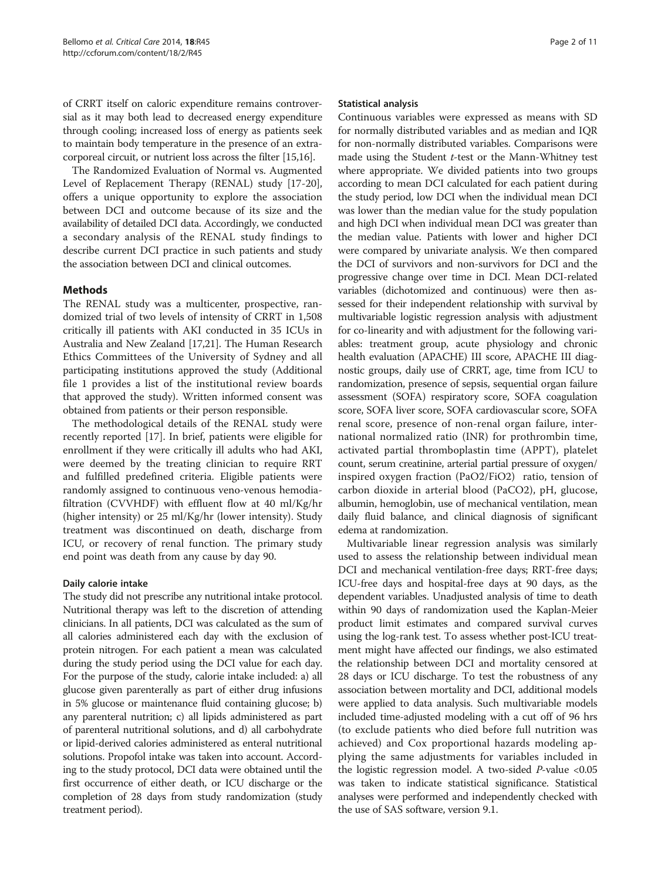of CRRT itself on caloric expenditure remains controversial as it may both lead to decreased energy expenditure through cooling; increased loss of energy as patients seek to maintain body temperature in the presence of an extracorporeal circuit, or nutrient loss across the filter [15,16].

The Randomized Evaluation of Normal vs. Augmented Level of Replacement Therapy (RENAL) study [17-20], offers a unique opportunity to explore the association between DCI and outcome because of its size and the availability of detailed DCI data. Accordingly, we conducted a secondary analysis of the RENAL study findings to describe current DCI practice in such patients and study the association between DCI and clinical outcomes.

## Methods

The RENAL study was a multicenter, prospective, randomized trial of two levels of intensity of CRRT in 1,508 critically ill patients with AKI conducted in 35 ICUs in Australia and New Zealand [17,21]. The Human Research Ethics Committees of the University of Sydney and all participating institutions approved the study (Additional file 1 provides a list of the institutional review boards that approved the study). Written informed consent was obtained from patients or their person responsible.

The methodological details of the RENAL study were recently reported [17]. In brief, patients were eligible for enrollment if they were critically ill adults who had AKI, were deemed by the treating clinician to require RRT and fulfilled predefined criteria. Eligible patients were randomly assigned to continuous veno-venous hemodiafiltration (CVVHDF) with effluent flow at 40 ml/Kg/hr (higher intensity) or 25 ml/Kg/hr (lower intensity). Study treatment was discontinued on death, discharge from ICU, or recovery of renal function. The primary study end point was death from any cause by day 90.

### Daily calorie intake

The study did not prescribe any nutritional intake protocol. Nutritional therapy was left to the discretion of attending clinicians. In all patients, DCI was calculated as the sum of all calories administered each day with the exclusion of protein nitrogen. For each patient a mean was calculated during the study period using the DCI value for each day. For the purpose of the study, calorie intake included: a) all glucose given parenterally as part of either drug infusions in 5% glucose or maintenance fluid containing glucose; b) any parenteral nutrition; c) all lipids administered as part of parenteral nutritional solutions, and d) all carbohydrate or lipid-derived calories administered as enteral nutritional solutions. Propofol intake was taken into account. According to the study protocol, DCI data were obtained until the first occurrence of either death, or ICU discharge or the completion of 28 days from study randomization (study treatment period).

### Statistical analysis

Continuous variables were expressed as means with SD for normally distributed variables and as median and IQR for non-normally distributed variables. Comparisons were made using the Student *t*-test or the Mann-Whitney test where appropriate. We divided patients into two groups according to mean DCI calculated for each patient during the study period, low DCI when the individual mean DCI was lower than the median value for the study population and high DCI when individual mean DCI was greater than the median value. Patients with lower and higher DCI were compared by univariate analysis. We then compared the DCI of survivors and non-survivors for DCI and the progressive change over time in DCI. Mean DCI-related variables (dichotomized and continuous) were then assessed for their independent relationship with survival by multivariable logistic regression analysis with adjustment for co-linearity and with adjustment for the following variables: treatment group, acute physiology and chronic health evaluation (APACHE) III score, APACHE III diagnostic groups, daily use of CRRT, age, time from ICU to randomization, presence of sepsis, sequential organ failure assessment (SOFA) respiratory score, SOFA coagulation score, SOFA liver score, SOFA cardiovascular score, SOFA renal score, presence of non-renal organ failure, international normalized ratio (INR) for prothrombin time, activated partial thromboplastin time (APPT), platelet count, serum creatinine, arterial partial pressure of oxygen/inspired oxygen fraction ($PaO_2/FiO_2$) ratio, tension of carbon dioxide in arterial blood ($PaCO_2$), pH, glucose, albumin, hemoglobin, use of mechanical ventilation, mean daily fluid balance, and clinical diagnosis of significant edema at randomization.

Multivariable linear regression analysis was similarly used to assess the relationship between individual mean DCI and mechanical ventilation-free days; RRT-free days; ICU-free days and hospital-free days at 90 days, as the dependent variables. Unadjusted analysis of time to death within 90 days of randomization used the Kaplan-Meier product limit estimates and compared survival curves using the log-rank test. To assess whether post-ICU treatment might have affected our findings, we also estimated the relationship between DCI and mortality censored at 28 days or ICU discharge. To test the robustness of any association between mortality and DCI, additional models were applied to data analysis. Such multivariable models included time-adjusted modeling with a cut off of 96 hrs (to exclude patients who died before full nutrition was achieved) and Cox proportional hazards modeling applying the same adjustments for variables included in the logistic regression model. A two-sided *P*-value $<0.05$ was taken to indicate statistical significance. Statistical analyses were performed and independently checked with the use of SAS software, version 9.1.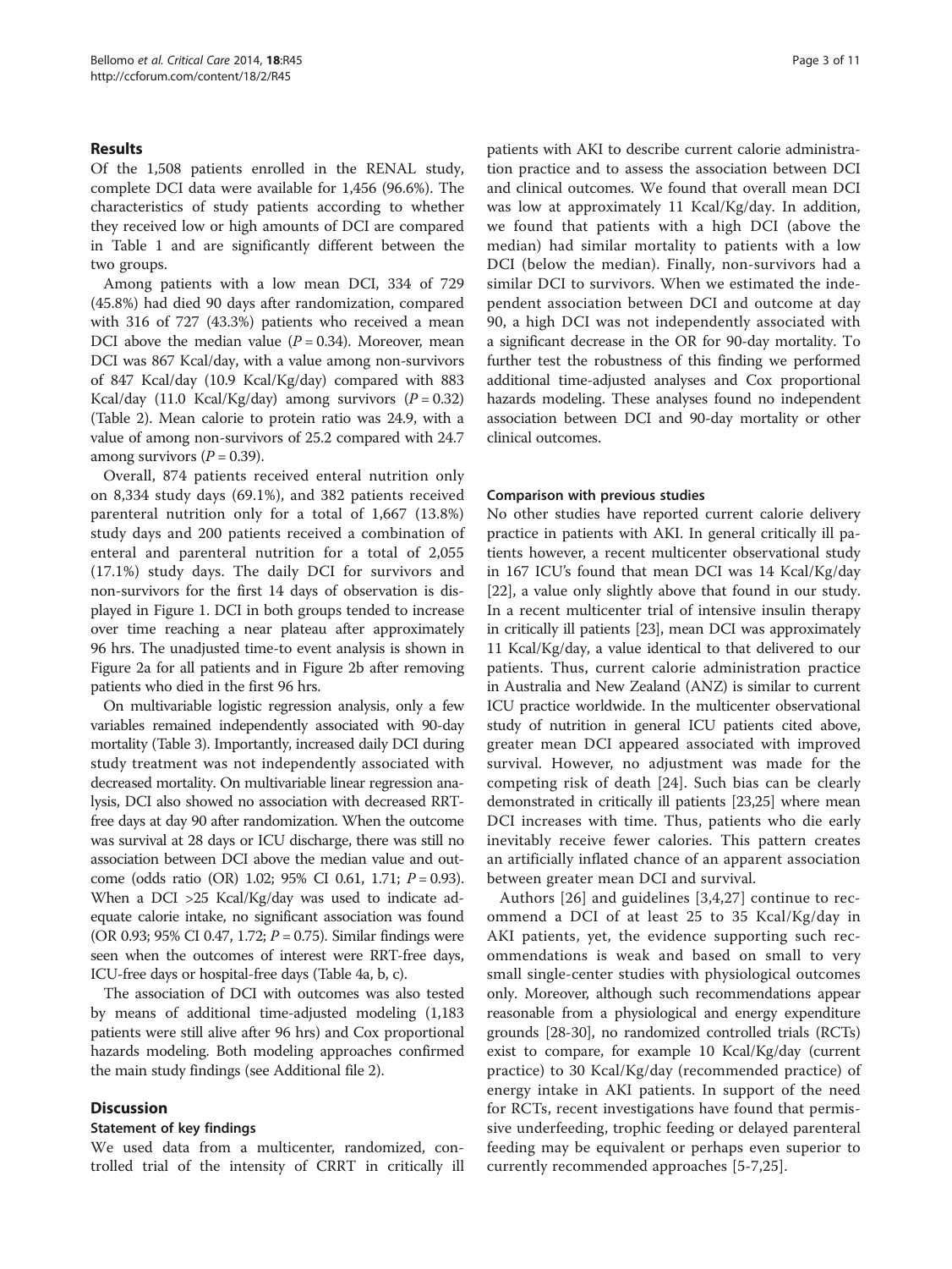## Results

Of the 1,508 patients enrolled in the RENAL study, complete DCI data were available for 1,456 (96.6%). The characteristics of study patients according to whether they received low or high amounts of DCI are compared in Table 1 and are significantly different between the two groups.

Among patients with a low mean DCI, 334 of 729 (45.8%) had died 90 days after randomization, compared with 316 of 727 (43.3%) patients who received a mean DCI above the median value ($P = 0.34$). Moreover, mean DCI was 867 Kcal/day, with a value among non-survivors of 847 Kcal/day (10.9 Kcal/Kg/day) compared with 883 Kcal/day (11.0 Kcal/Kg/day) among survivors ($P = 0.32$) (Table 2). Mean calorie to protein ratio was 24.9, with a value of among non-survivors of 25.2 compared with 24.7 among survivors ($P = 0.39$).

Overall, 874 patients received enteral nutrition only on 8,334 study days (69.1%), and 382 patients received parenteral nutrition only for a total of 1,667 (13.8%) study days and 200 patients received a combination of enteral and parenteral nutrition for a total of 2,055 (17.1%) study days. The daily DCI for survivors and non-survivors for the first 14 days of observation is displayed in Figure 1. DCI in both groups tended to increase over time reaching a near plateau after approximately 96 hrs. The unadjusted time-to event analysis is shown in Figure 2a for all patients and in Figure 2b after removing patients who died in the first 96 hrs.

On multivariable logistic regression analysis, only a few variables remained independently associated with 90-day mortality (Table 3). Importantly, increased daily DCI during study treatment was not independently associated with decreased mortality. On multivariable linear regression analysis, DCI also showed no association with decreased RRT-free days at day 90 after randomization. When the outcome was survival at 28 days or ICU discharge, there was still no association between DCI above the median value and outcome (odds ratio (OR) 1.02; 95% CI 0.61, 1.71; $P = 0.93$). When a DCI >25 Kcal/Kg/day was used to indicate adequate calorie intake, no significant association was found (OR 0.93; 95% CI 0.47, 1.72; $P = 0.75$). Similar findings were seen when the outcomes of interest were RRT-free days, ICU-free days or hospital-free days (Table 4a, b, c).

The association of DCI with outcomes was also tested by means of additional time-adjusted modeling (1,183 patients were still alive after 96 hrs) and Cox proportional hazards modeling. Both modeling approaches confirmed the main study findings (see Additional file 2).

## Discussion

### Statement of key findings

We used data from a multicenter, randomized, controlled trial of the intensity of CRRT in critically ill patients with AKI to describe current calorie administration practice and to assess the association between DCI and clinical outcomes. We found that overall mean DCI was low at approximately 11 Kcal/Kg/day. In addition, we found that patients with a high DCI (above the median) had similar mortality to patients with a low DCI (below the median). Finally, non-survivors had a similar DCI to survivors. When we estimated the independent association between DCI and outcome at day 90, a high DCI was not independently associated with a significant decrease in the OR for 90-day mortality. To further test the robustness of this finding we performed additional time-adjusted analyses and Cox proportional hazards modeling. These analyses found no independent association between DCI and 90-day mortality or other clinical outcomes.

### Comparison with previous studies

No other studies have reported current calorie delivery practice in patients with AKI. In general critically ill patients however, a recent multicenter observational study in 167 ICU's found that mean DCI was 14 Kcal/Kg/day [22], a value only slightly above that found in our study. In a recent multicenter trial of intensive insulin therapy in critically ill patients [23], mean DCI was approximately 11 Kcal/Kg/day, a value identical to that delivered to our patients. Thus, current calorie administration practice in Australia and New Zealand (ANZ) is similar to current ICU practice worldwide. In the multicenter observational study of nutrition in general ICU patients cited above, greater mean DCI appeared associated with improved survival. However, no adjustment was made for the competing risk of death [24]. Such bias can be clearly demonstrated in critically ill patients [23,25] where mean DCI increases with time. Thus, patients who die early inevitably receive fewer calories. This pattern creates an artificially inflated chance of an apparent association between greater mean DCI and survival.

Authors [26] and guidelines [3,4,27] continue to recommend a DCI of at least 25 to 35 Kcal/Kg/day in AKI patients, yet, the evidence supporting such recommendations is weak and based on small to very small single-center studies with physiological outcomes only. Moreover, although such recommendations appear reasonable from a physiological and energy expenditure grounds [28-30], no randomized controlled trials (RCTs) exist to compare, for example 10 Kcal/Kg/day (current practice) to 30 Kcal/Kg/day (recommended practice) of energy intake in AKI patients. In support of the need for RCTs, recent investigations have found that permissive underfeeding, trophic feeding or delayed parenteral feeding may be equivalent or perhaps even superior to currently recommended approaches [5-7,25].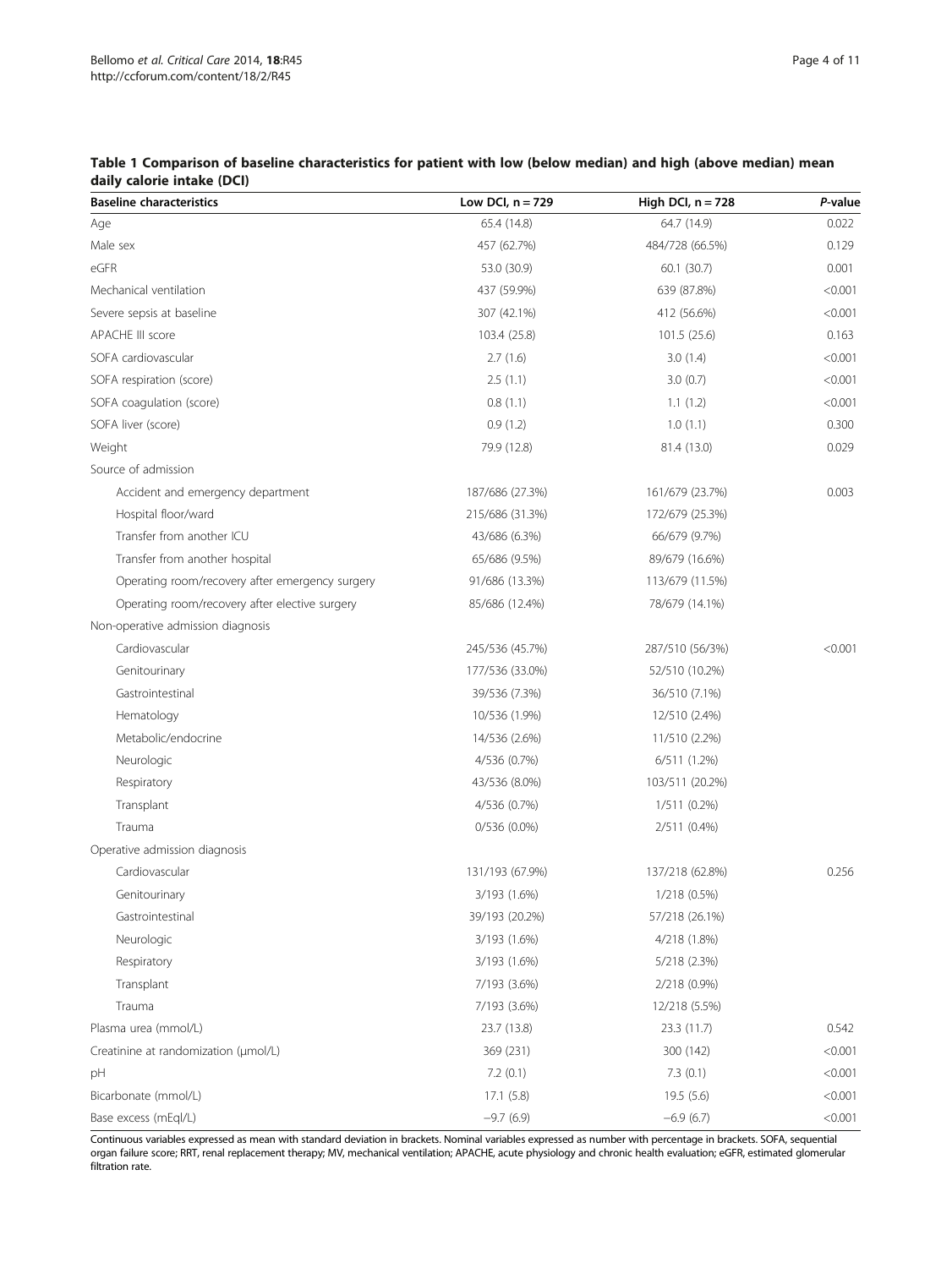**Table 1 Comparison of baseline characteristics for patient with low (below median) and high (above median) mean daily calorie intake (DCI)**

| Baseline characteristics | Low DCI, n = 729 | High DCI, n = 728 | *P*-value |
|---|---|---|---|
| Age | 65.4 (14.8) | 64.7 (14.9) | 0.022 |
| Male sex | 457 (62.7%) | 484/728 (66.5%) | 0.129 |
| eGFR | 53.0 (30.9) | 60.1 (30.7) | 0.001 |
| Mechanical ventilation | 437 (59.9%) | 639 (87.8%) | <0.001 |
| Severe sepsis at baseline | 307 (42.1%) | 412 (56.6%) | <0.001 |
| APACHE III score | 103.4 (25.8) | 101.5 (25.6) | 0.163 |
| SOFA cardiovascular | 2.7 (1.6) | 3.0 (1.4) | <0.001 |
| SOFA respiration (score) | 2.5 (1.1) | 3.0 (0.7) | <0.001 |
| SOFA coagulation (score) | 0.8 (1.1) | 1.1 (1.2) | <0.001 |
| SOFA liver (score) | 0.9 (1.2) | 1.0 (1.1) | 0.300 |
| Weight | 79.9 (12.8) | 81.4 (13.0) | 0.029 |
| Source of admission | | | |
| Accident and emergency department | 187/686 (27.3%) | 161/679 (23.7%) | 0.003 |
| Hospital floor/ward | 215/686 (31.3%) | 172/679 (25.3%) | |
| Transfer from another ICU | 43/686 (6.3%) | 66/679 (9.7%) | |
| Transfer from another hospital | 65/686 (9.5%) | 89/679 (16.6%) | |
| Operating room/recovery after emergency surgery | 91/686 (13.3%) | 113/679 (11.5%) | |
| Operating room/recovery after elective surgery | 85/686 (12.4%) | 78/679 (14.1%) | |
| Non-operative admission diagnosis | | | |
| Cardiovascular | 245/536 (45.7%) | 287/510 (56/3%) | <0.001 |
| Genitourinary | 177/536 (33.0%) | 52/510 (10.2%) | |
| Gastrointestinal | 39/536 (7.3%) | 36/510 (7.1%) | |
| Hematology | 10/536 (1.9%) | 12/510 (2.4%) | |
| Metabolic/endocrine | 14/536 (2.6%) | 11/510 (2.2%) | |
| Neurologic | 4/536 (0.7%) | 6/511 (1.2%) | |
| Respiratory | 43/536 (8.0%) | 103/511 (20.2%) | |
| Transplant | 4/536 (0.7%) | 1/511 (0.2%) | |
| Trauma | 0/536 (0.0%) | 2/511 (0.4%) | |
| Operative admission diagnosis | | | |
| Cardiovascular | 131/193 (67.9%) | 137/218 (62.8%) | 0.256 |
| Genitourinary | 3/193 (1.6%) | 1/218 (0.5%) | |
| Gastrointestinal | 39/193 (20.2%) | 57/218 (26.1%) | |
| Neurologic | 3/193 (1.6%) | 4/218 (1.8%) | |
| Respiratory | 3/193 (1.6%) | 5/218 (2.3%) | |
| Transplant | 7/193 (3.6%) | 2/218 (0.9%) | |
| Trauma | 7/193 (3.6%) | 12/218 (5.5%) | |
| Plasma urea (mmol/L) | 23.7 (13.8) | 23.3 (11.7) | 0.542 |
| Creatinine at randomization (μmol/L) | 369 (231) | 300 (142) | <0.001 |
| pH | 7.2 (0.1) | 7.3 (0.1) | <0.001 |
| Bicarbonate (mmol/L) | 17.1 (5.8) | 19.5 (5.6) | <0.001 |
| Base excess (mEql/L) | −9.7 (6.9) | −6.9 (6.7) | <0.001 |

Continuous variables expressed as mean with standard deviation in brackets. Nominal variables expressed as number with percentage in brackets. SOFA, sequential organ failure score; RRT, renal replacement therapy; MV, mechanical ventilation; APACHE, acute physiology and chronic health evaluation; eGFR, estimated glomerular filtration rate.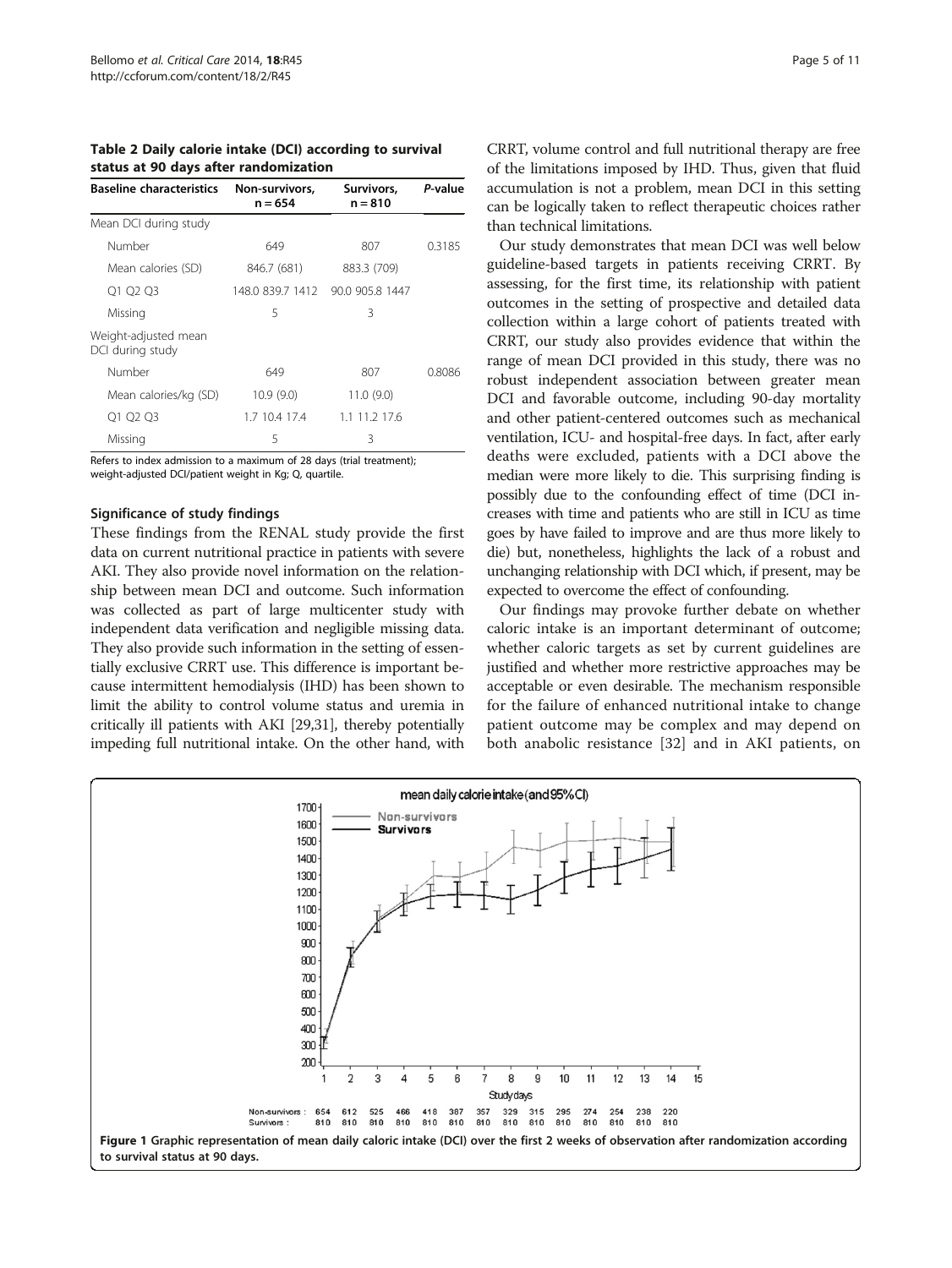**Table 2 Daily calorie intake (DCI) according to survival status at 90 days after randomization**

| Baseline characteristics | Non-survivors, n = 654 | Survivors, n = 810 | *P*-value |
|---|---|---|---|
| Mean DCI during study | | | |
| Number | 649 | 807 | 0.3185 |
| Mean calories (SD) | 846.7 (681) | 883.3 (709) | |
| Q1 Q2 Q3 | 148.0 839.7 1412 | 90.0 905.8 1447 | |
| Missing | 5 | 3 | |
| Weight-adjusted mean DCI during study | | | |
| Number | 649 | 807 | 0.8086 |
| Mean calories/kg (SD) | 10.9 (9.0) | 11.0 (9.0) | |
| Q1 Q2 Q3 | 1.7 10.4 17.4 | 1.1 11.2 17.6 | |
| Missing | 5 | 3 | |

Refers to index admission to a maximum of 28 days (trial treatment); weight-adjusted DCI/patient weight in Kg; Q, quartile.

### Significance of study findings

These findings from the RENAL study provide the first data on current nutritional practice in patients with severe AKI. They also provide novel information on the relationship between mean DCI and outcome. Such information was collected as part of large multicenter study with independent data verification and negligible missing data. They also provide such information in the setting of essentially exclusive CRRT use. This difference is important because intermittent hemodialysis (IHD) has been shown to limit the ability to control volume status and uremia in critically ill patients with AKI [29,31], thereby potentially impeding full nutritional intake. On the other hand, with CRRT, volume control and full nutritional therapy are free of the limitations imposed by IHD. Thus, given that fluid accumulation is not a problem, mean DCI in this setting can be logically taken to reflect therapeutic choices rather than technical limitations.

Our study demonstrates that mean DCI was well below guideline-based targets in patients receiving CRRT. By assessing, for the first time, its relationship with patient outcomes in the setting of prospective and detailed data collection within a large cohort of patients treated with CRRT, our study also provides evidence that within the range of mean DCI provided in this study, there was no robust independent association between greater mean DCI and favorable outcome, including 90-day mortality and other patient-centered outcomes such as mechanical ventilation, ICU- and hospital-free days. In fact, after early deaths were excluded, patients with a DCI above the median were more likely to die. This surprising finding is possibly due to the confounding effect of time (DCI increases with time and patients who are still in ICU as time goes by have failed to improve and are thus more likely to die) but, nonetheless, highlights the lack of a robust and unchanging relationship with DCI which, if present, may be expected to overcome the effect of confounding.

Our findings may provoke further debate on whether caloric intake is an important determinant of outcome; whether caloric targets as set by current guidelines are justified and whether more restrictive approaches may be acceptable or even desirable. The mechanism responsible for the failure of enhanced nutritional intake to change patient outcome may be complex and may depend on both anabolic resistance [32] and in AKI patients, on

mean daily calorie intake (and 95% CI)

Non-survivors
Survivors

1700
1600
1500
1400
1300
1200
1100
1000
900
800
700
600
500
400
300
200

1 2 3 4 5 6 7 8 9 10 11 12 13 14 15

Study days

Non-survivors : 654 612 525 466 418 387 357 329 315 295 274 254 238 220
Survivors : 810 810 810 810 810 810 810 810 810 810 810 810 810 810

**Figure 1 Graphic representation of mean daily caloric intake (DCI) over the first 2 weeks of observation after randomization according to survival status at 90 days.**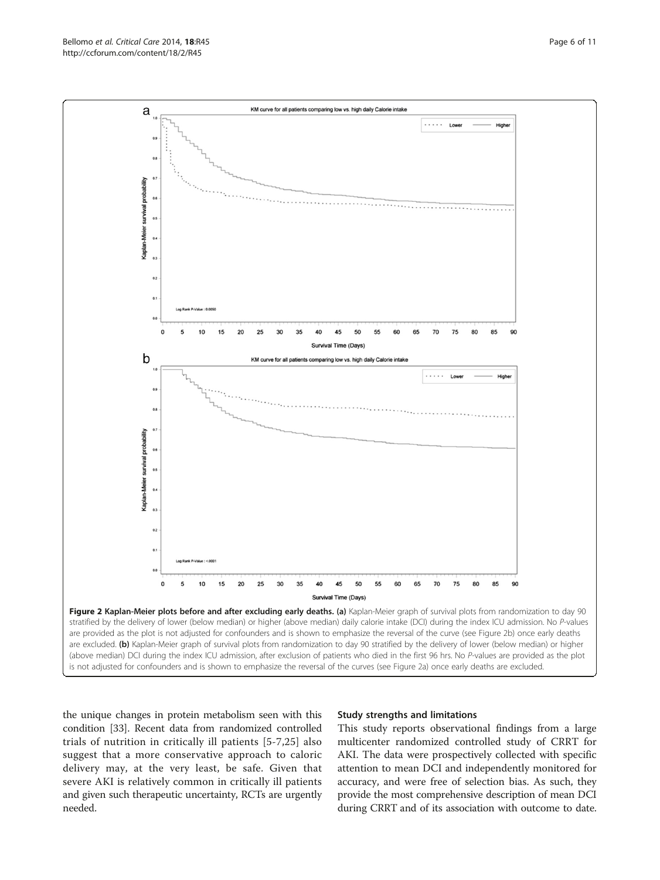Figure 2 Kaplan-Meier plots before and after excluding early deaths. (a) Kaplan-Meier graph of survival plots from randomization to day 90 stratified by the delivery of lower (below median) or higher (above median) daily calorie intake (DCI) during the index ICU admission. No *P*-values are provided as the plot is not adjusted for confounders and is shown to emphasize the reversal of the curve (see Figure 2b) once early deaths are excluded. (b) Kaplan-Meier graph of survival plots from randomization to day 90 stratified by the delivery of lower (below median) or higher (above median) DCI during the index ICU admission, after exclusion of patients who died in the first 96 hrs. No *P*-values are provided as the plot is not adjusted for confounders and is shown to emphasize the reversal of the curves (see Figure 2a) once early deaths are excluded.

the unique changes in protein metabolism seen with this condition [33]. Recent data from randomized controlled trials of nutrition in critically ill patients [5-7,25] also suggest that a more conservative approach to caloric delivery may, at the very least, be safe. Given that severe AKI is relatively common in critically ill patients and given such therapeutic uncertainty, RCTs are urgently needed.

### Study strengths and limitations

This study reports observational findings from a large multicenter randomized controlled study of CRRT for AKI. The data were prospectively collected with specific attention to mean DCI and independently monitored for accuracy, and were free of selection bias. As such, they provide the most comprehensive description of mean DCI during CRRT and of its association with outcome to date.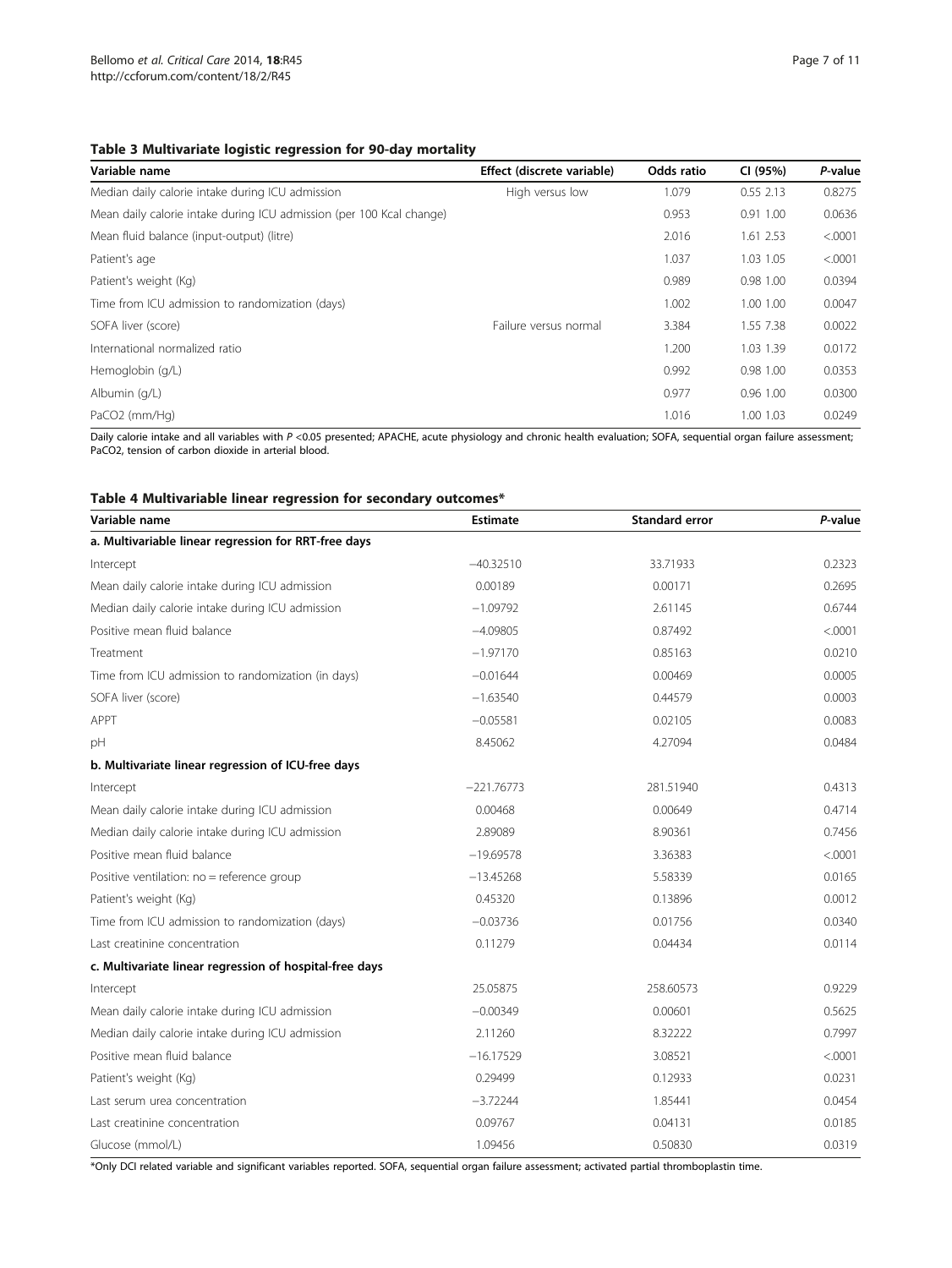**Table 3 Multivariate logistic regression for 90-day mortality**

| Variable name | Effect (discrete variable) | Odds ratio | CI (95%) | *P*-value |
|---|---|---|---|---|
| Median daily calorie intake during ICU admission | High versus low | 1.079 | 0.55 2.13 | 0.8275 |
| Mean daily calorie intake during ICU admission (per 100 Kcal change) | | 0.953 | 0.91 1.00 | 0.0636 |
| Mean fluid balance (input-output) (litre) | | 2.016 | 1.61 2.53 | <.0001 |
| Patient's age | | 1.037 | 1.03 1.05 | <.0001 |
| Patient's weight (Kg) | | 0.989 | 0.98 1.00 | 0.0394 |
| Time from ICU admission to randomization (days) | | 1.002 | 1.00 1.00 | 0.0047 |
| SOFA liver (score) | Failure versus normal | 3.384 | 1.55 7.38 | 0.0022 |
| International normalized ratio | | 1.200 | 1.03 1.39 | 0.0172 |
| Hemoglobin (g/L) | | 0.992 | 0.98 1.00 | 0.0353 |
| Albumin (g/L) | | 0.977 | 0.96 1.00 | 0.0300 |
| PaCO2 (mm/Hg) | | 1.016 | 1.00 1.03 | 0.0249 |

Daily calorie intake and all variables with $P < 0.05$ presented; APACHE, acute physiology and chronic health evaluation; SOFA, sequential organ failure assessment; PaCO2, tension of carbon dioxide in arterial blood.

**Table 4 Multivariable linear regression for secondary outcomes***

| Variable name | Estimate | Standard error | *P*-value |
|---|---|---|---|
| **a. Multivariable linear regression for RRT-free days** | | | |
| Intercept | −40.32510 | 33.71933 | 0.2323 |
| Mean daily calorie intake during ICU admission | 0.00189 | 0.00171 | 0.2695 |
| Median daily calorie intake during ICU admission | −1.09792 | 2.61145 | 0.6744 |
| Positive mean fluid balance | −4.09805 | 0.87492 | <.0001 |
| Treatment | −1.97170 | 0.85163 | 0.0210 |
| Time from ICU admission to randomization (in days) | −0.01644 | 0.00469 | 0.0005 |
| SOFA liver (score) | −1.63540 | 0.44579 | 0.0003 |
| APPT | −0.05581 | 0.02105 | 0.0083 |
| pH | 8.45062 | 4.27094 | 0.0484 |
| **b. Multivariate linear regression of ICU-free days** | | | |
| Intercept | −221.76773 | 281.51940 | 0.4313 |
| Mean daily calorie intake during ICU admission | 0.00468 | 0.00649 | 0.4714 |
| Median daily calorie intake during ICU admission | 2.89089 | 8.90361 | 0.7456 |
| Positive mean fluid balance | −19.69578 | 3.36383 | <.0001 |
| Positive ventilation: no = reference group | −13.45268 | 5.58339 | 0.0165 |
| Patient's weight (Kg) | 0.45320 | 0.13896 | 0.0012 |
| Time from ICU admission to randomization (days) | −0.03736 | 0.01756 | 0.0340 |
| Last creatinine concentration | 0.11279 | 0.04434 | 0.0114 |
| **c. Multivariate linear regression of hospital-free days** | | | |
| Intercept | 25.05875 | 258.60573 | 0.9229 |
| Mean daily calorie intake during ICU admission | −0.00349 | 0.00601 | 0.5625 |
| Median daily calorie intake during ICU admission | 2.11260 | 8.32222 | 0.7997 |
| Positive mean fluid balance | −16.17529 | 3.08521 | <.0001 |
| Patient's weight (Kg) | 0.29499 | 0.12933 | 0.0231 |
| Last serum urea concentration | −3.72244 | 1.85441 | 0.0454 |
| Last creatinine concentration | 0.09767 | 0.04131 | 0.0185 |
| Glucose (mmol/L) | 1.09456 | 0.50830 | 0.0319 |

*Only DCI related variable and significant variables reported. SOFA, sequential organ failure assessment; activated partial thromboplastin time.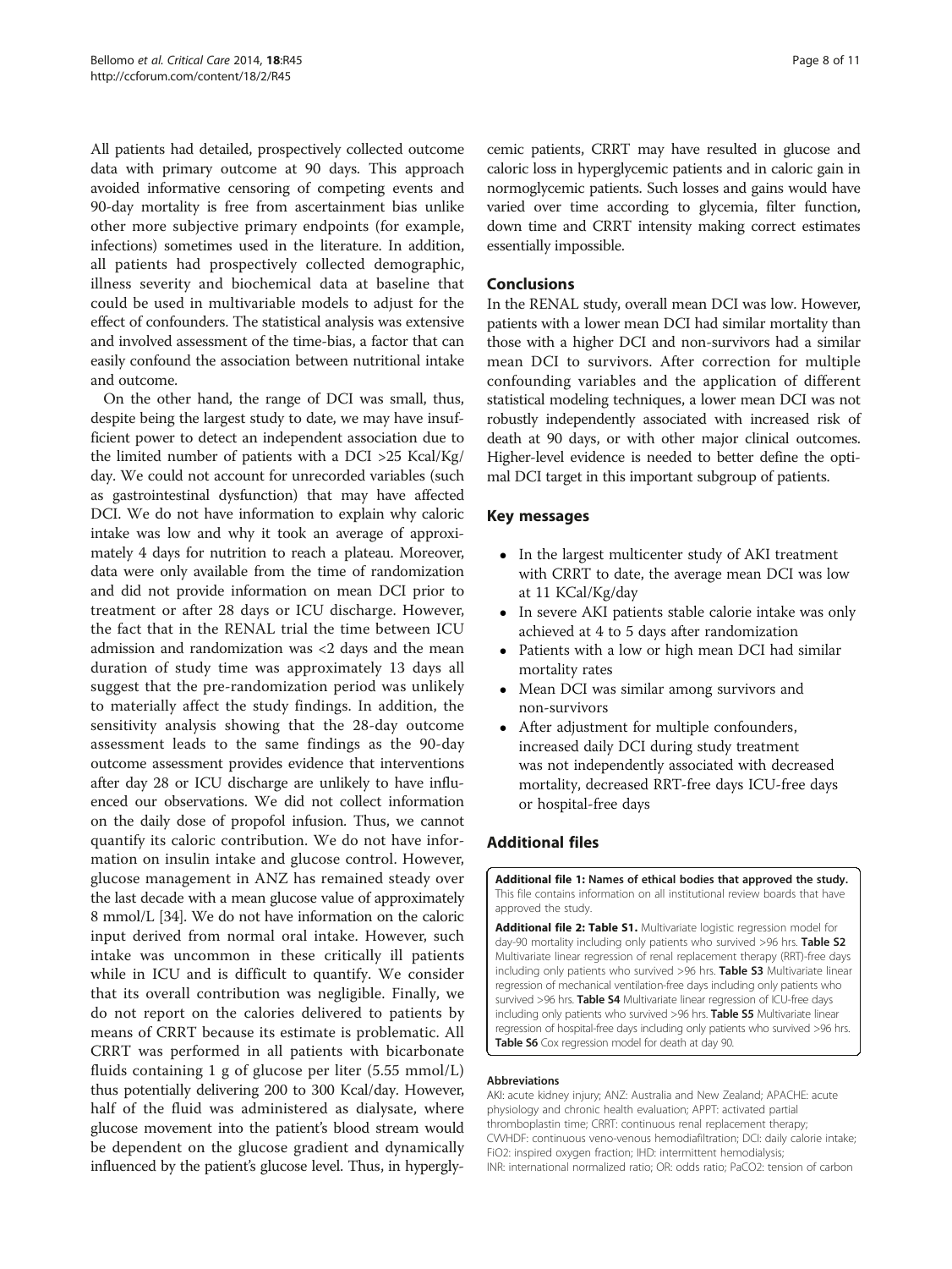All patients had detailed, prospectively collected outcome data with primary outcome at 90 days. This approach avoided informative censoring of competing events and 90-day mortality is free from ascertainment bias unlike other more subjective primary endpoints (for example, infections) sometimes used in the literature. In addition, all patients had prospectively collected demographic, illness severity and biochemical data at baseline that could be used in multivariable models to adjust for the effect of confounders. The statistical analysis was extensive and involved assessment of the time-bias, a factor that can easily confound the association between nutritional intake and outcome.

On the other hand, the range of DCI was small, thus, despite being the largest study to date, we may have insufficient power to detect an independent association due to the limited number of patients with a DCI >25 Kcal/Kg/day. We could not account for unrecorded variables (such as gastrointestinal dysfunction) that may have affected DCI. We do not have information to explain why caloric intake was low and why it took an average of approximately 4 days for nutrition to reach a plateau. Moreover, data were only available from the time of randomization and did not provide information on mean DCI prior to treatment or after 28 days or ICU discharge. However, the fact that in the RENAL trial the time between ICU admission and randomization was <2 days and the mean duration of study time was approximately 13 days all suggest that the pre-randomization period was unlikely to materially affect the study findings. In addition, the sensitivity analysis showing that the 28-day outcome assessment leads to the same findings as the 90-day outcome assessment provides evidence that interventions after day 28 or ICU discharge are unlikely to have influenced our observations. We did not collect information on the daily dose of propofol infusion. Thus, we cannot quantify its caloric contribution. We do not have information on insulin intake and glucose control. However, glucose management in ANZ has remained steady over the last decade with a mean glucose value of approximately 8 mmol/L [34]. We do not have information on the caloric input derived from normal oral intake. However, such intake was uncommon in these critically ill patients while in ICU and is difficult to quantify. We consider that its overall contribution was negligible. Finally, we do not report on the calories delivered to patients by means of CRRT because its estimate is problematic. All CRRT was performed in all patients with bicarbonate fluids containing 1 g of glucose per liter (5.55 mmol/L) thus potentially delivering 200 to 300 Kcal/day. However, half of the fluid was administered as dialysate, where glucose movement into the patient's blood stream would be dependent on the glucose gradient and dynamically influenced by the patient's glucose level. Thus, in hyperglycemic patients, CRRT may have resulted in glucose and caloric loss in hyperglycemic patients and in caloric gain in normoglycemic patients. Such losses and gains would have varied over time according to glycemia, filter function, down time and CRRT intensity making correct estimates essentially impossible.

## Conclusions

In the RENAL study, overall mean DCI was low. However, patients with a lower mean DCI had similar mortality than those with a higher DCI and non-survivors had a similar mean DCI to survivors. After correction for multiple confounding variables and the application of different statistical modeling techniques, a lower mean DCI was not robustly independently associated with increased risk of death at 90 days, or with other major clinical outcomes. Higher-level evidence is needed to better define the optimal DCI target in this important subgroup of patients.

## Key messages

- In the largest multicenter study of AKI treatment with CRRT to date, the average mean DCI was low at 11 KCal/Kg/day
- In severe AKI patients stable calorie intake was only achieved at 4 to 5 days after randomization
- Patients with a low or high mean DCI had similar mortality rates
- Mean DCI was similar among survivors and non-survivors
- After adjustment for multiple confounders, increased daily DCI during study treatment was not independently associated with decreased mortality, decreased RRT-free days ICU-free days or hospital-free days

## Additional files

**Additional file 1: Names of ethical bodies that approved the study.** This file contains information on all institutional review boards that have approved the study.

**Additional file 2: Table S1.** Multivariate logistic regression model for day-90 mortality including only patients who survived >96 hrs. **Table S2** Multivariate linear regression of renal replacement therapy (RRT)-free days including only patients who survived >96 hrs. **Table S3** Multivariate linear regression of mechanical ventilation-free days including only patients who survived >96 hrs. **Table S4** Multivariate linear regression of ICU-free days including only patients who survived >96 hrs. **Table S5** Multivariate linear regression of hospital-free days including only patients who survived >96 hrs. **Table S6** Cox regression model for death at day 90.

#### Abbreviations

AKI: acute kidney injury; ANZ: Australia and New Zealand; APACHE: acute physiology and chronic health evaluation; APPT: activated partial thromboplastin time; CRRT: continuous renal replacement therapy; CVVHDF: continuous veno-venous hemodiafiltration; DCI: daily calorie intake; FiO2: inspired oxygen fraction; IHD: intermittent hemodialysis; INR: international normalized ratio; OR: odds ratio; PaCO2: tension of carbon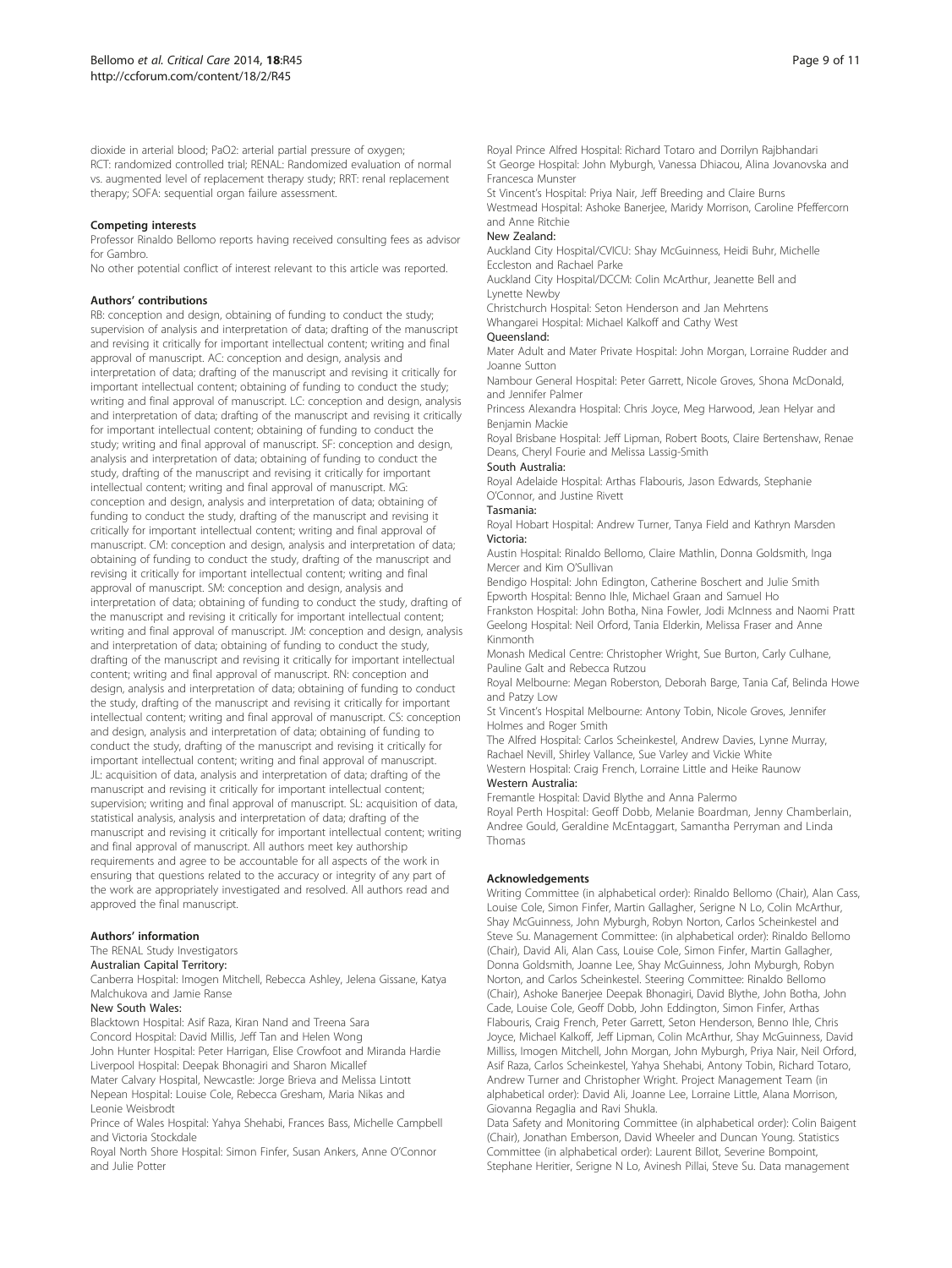dioxide in arterial blood; PaO2: arterial partial pressure of oxygen; RCT: randomized controlled trial; RENAL: Randomized evaluation of normal vs. augmented level of replacement therapy study; RRT: renal replacement therapy; SOFA: sequential organ failure assessment.

#### Competing interests

Professor Rinaldo Bellomo reports having received consulting fees as advisor for Gambro.

No other potential conflict of interest relevant to this article was reported.

#### Authors' contributions

RB: conception and design, obtaining of funding to conduct the study; supervision of analysis and interpretation of data; drafting of the manuscript and revising it critically for important intellectual content; writing and final approval of manuscript. AC: conception and design, analysis and interpretation of data; drafting of the manuscript and revising it critically for important intellectual content; obtaining of funding to conduct the study; writing and final approval of manuscript. LC: conception and design, analysis and interpretation of data; drafting of the manuscript and revising it critically for important intellectual content; obtaining of funding to conduct the study; writing and final approval of manuscript. SF: conception and design, analysis and interpretation of data; obtaining of funding to conduct the study, drafting of the manuscript and revising it critically for important intellectual content; writing and final approval of manuscript. MG: conception and design, analysis and interpretation of data; obtaining of funding to conduct the study, drafting of the manuscript and revising it critically for important intellectual content; writing and final approval of manuscript. CM: conception and design, analysis and interpretation of data; obtaining of funding to conduct the study, drafting of the manuscript and revising it critically for important intellectual content; writing and final approval of manuscript. SM: conception and design, analysis and interpretation of data; obtaining of funding to conduct the study, drafting of the manuscript and revising it critically for important intellectual content; writing and final approval of manuscript. JM: conception and design, analysis and interpretation of data; obtaining of funding to conduct the study, drafting of the manuscript and revising it critically for important intellectual content; writing and final approval of manuscript. RN: conception and design, analysis and interpretation of data; obtaining of funding to conduct the study, drafting of the manuscript and revising it critically for important intellectual content; writing and final approval of manuscript. CS: conception and design, analysis and interpretation of data; obtaining of funding to conduct the study, drafting of the manuscript and revising it critically for important intellectual content; writing and final approval of manuscript. JL: acquisition of data, analysis and interpretation of data; drafting of the manuscript and revising it critically for important intellectual content; supervision; writing and final approval of manuscript. SL: acquisition of data, statistical analysis, analysis and interpretation of data; drafting of the manuscript and revising it critically for important intellectual content; writing and final approval of manuscript. All authors meet key authorship requirements and agree to be accountable for all aspects of the work in ensuring that questions related to the accuracy or integrity of any part of the work are appropriately investigated and resolved. All authors read and approved the final manuscript.

#### Authors' information

The RENAL Study Investigators

**Australian Capital Territory:**

Canberra Hospital: Imogen Mitchell, Rebecca Ashley, Jelena Gissane, Katya Malchukova and Jamie Ranse

**New South Wales:**

Blacktown Hospital: Asif Raza, Kiran Nand and Treena Sara

Concord Hospital: David Millis, Jeff Tan and Helen Wong

John Hunter Hospital: Peter Harrigan, Elise Crowfoot and Miranda Hardie

Liverpool Hospital: Deepak Bhonagiri and Sharon Micallef

Mater Calvary Hospital, Newcastle: Jorge Brieva and Melissa Lintott

Nepean Hospital: Louise Cole, Rebecca Gresham, Maria Nikas and Leonie Weisbrodt

Prince of Wales Hospital: Yahya Shehabi, Frances Bass, Michelle Campbell and Victoria Stockdale

Royal North Shore Hospital: Simon Finfer, Susan Ankers, Anne O'Connor and Julie Potter

Royal Prince Alfred Hospital: Richard Totaro and Dorrilyn Rajbhandari

St George Hospital: John Myburgh, Vanessa Dhiacou, Alina Jovanovska and Francesca Munster

St Vincent's Hospital: Priya Nair, Jeff Breeding and Claire Burns

Westmead Hospital: Ashoke Banerjee, Maridy Morrison, Caroline Pfeffercorn and Anne Ritchie

**New Zealand:**

Auckland City Hospital/CVICU: Shay McGuinness, Heidi Buhr, Michelle Eccleston and Rachael Parke

Auckland City Hospital/DCCM: Colin McArthur, Jeanette Bell and Lynette Newby

Christchurch Hospital: Seton Henderson and Jan Mehrtens

Whangarei Hospital: Michael Kalkoff and Cathy West

**Queensland:**

Mater Adult and Mater Private Hospital: John Morgan, Lorraine Rudder and Joanne Sutton

Nambour General Hospital: Peter Garrett, Nicole Groves, Shona McDonald, and Jennifer Palmer

Princess Alexandra Hospital: Chris Joyce, Meg Harwood, Jean Helyar and Benjamin Mackie

Royal Brisbane Hospital: Jeff Lipman, Robert Boots, Claire Bertenshaw, Renae Deans, Cheryl Fourie and Melissa Lassig-Smith

**South Australia:**

Royal Adelaide Hospital: Arthas Flabouris, Jason Edwards, Stephanie O'Connor, and Justine Rivett

**Tasmania:**

Royal Hobart Hospital: Andrew Turner, Tanya Field and Kathryn Marsden

**Victoria:**

Austin Hospital: Rinaldo Bellomo, Claire Mathlin, Donna Goldsmith, Inga Mercer and Kim O'Sullivan

Bendigo Hospital: John Edington, Catherine Boschert and Julie Smith

Epworth Hospital: Benno Ihle, Michael Graan and Samuel Ho

Frankston Hospital: John Botha, Nina Fowler, Jodi McInness and Naomi Pratt

Geelong Hospital: Neil Orford, Tania Elderkin, Melissa Fraser and Anne Kinmonth

Monash Medical Centre: Christopher Wright, Sue Burton, Carly Culhane, Pauline Galt and Rebecca Rutzou

Royal Melbourne: Megan Roberston, Deborah Barge, Tania Caf, Belinda Howe and Patzy Low

St Vincent's Hospital Melbourne: Antony Tobin, Nicole Groves, Jennifer Holmes and Roger Smith

The Alfred Hospital: Carlos Scheinkestel, Andrew Davies, Lynne Murray, Rachael Nevill, Shirley Vallance, Sue Varley and Vickie White

Western Hospital: Craig French, Lorraine Little and Heike Raunow

**Western Australia:**

Fremantle Hospital: David Blythe and Anna Palermo

Royal Perth Hospital: Geoff Dobb, Melanie Boardman, Jenny Chamberlain, Andree Gould, Geraldine McEntaggart, Samantha Perryman and Linda Thomas

#### Acknowledgements

Writing Committee (in alphabetical order): Rinaldo Bellomo (Chair), Alan Cass, Louise Cole, Simon Finfer, Martin Gallagher, Serigne N Lo, Colin McArthur, Shay McGuinness, John Myburgh, Robyn Norton, Carlos Scheinkestel and Steve Su. Management Committee: (in alphabetical order): Rinaldo Bellomo (Chair), David Ali, Alan Cass, Louise Cole, Simon Finfer, Martin Gallagher, Donna Goldsmith, Joanne Lee, Shay McGuinness, John Myburgh, Robyn Norton, and Carlos Scheinkestel. Steering Committee: Rinaldo Bellomo (Chair), Ashoke Banerjee Deepak Bhonagiri, David Blythe, John Botha, John Cade, Louise Cole, Geoff Dobb, John Eddington, Simon Finfer, Arthas Flabouris, Craig French, Peter Garrett, Seton Henderson, Benno Ihle, Chris Joyce, Michael Kalkoff, Jeff Lipman, Colin McArthur, Shay McGuinness, David Milliss, Imogen Mitchell, John Morgan, John Myburgh, Priya Nair, Neil Orford, Asif Raza, Carlos Scheinkestel, Yahya Shehabi, Antony Tobin, Richard Totaro, Andrew Turner and Christopher Wright. Project Management Team (in alphabetical order): David Ali, Joanne Lee, Lorraine Little, Alana Morrison, Giovanna Regaglia and Ravi Shukla.

Data Safety and Monitoring Committee (in alphabetical order): Colin Baigent (Chair), Jonathan Emberson, David Wheeler and Duncan Young. Statistics Committee (in alphabetical order): Laurent Billot, Severine Bompoint, Stephane Heritier, Serigne N Lo, Avinesh Pillai, Steve Su. Data management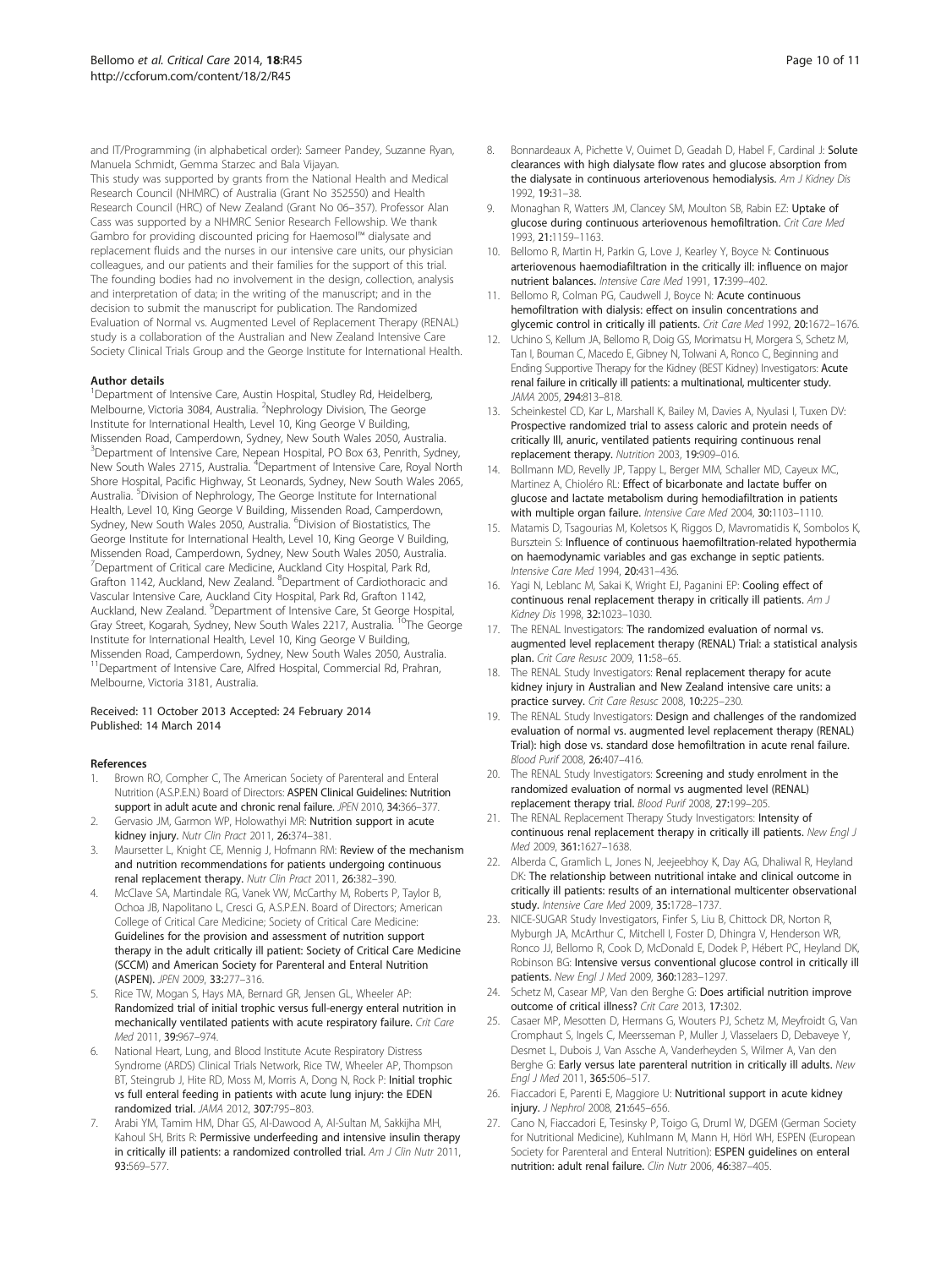and IT/Programming (in alphabetical order): Sameer Pandey, Suzanne Ryan, Manuela Schmidt, Gemma Starzec and Bala Vijayan.

This study was supported by grants from the National Health and Medical Research Council (NHMRC) of Australia (Grant No 352550) and Health Research Council (HRC) of New Zealand (Grant No 06–357). Professor Alan Cass was supported by a NHMRC Senior Research Fellowship. We thank Gambro for providing discounted pricing for Haemosol™ dialysate and replacement fluids and the nurses in our intensive care units, our physician colleagues, and our patients and their families for the support of this trial. The founding bodies had no involvement in the design, collection, analysis and interpretation of data; in the writing of the manuscript; and in the decision to submit the manuscript for publication. The Randomized Evaluation of Normal vs. Augmented Level of Replacement Therapy (RENAL) study is a collaboration of the Australian and New Zealand Intensive Care Society Clinical Trials Group and the George Institute for International Health.

#### Author details

[1]Department of Intensive Care, Austin Hospital, Studley Rd, Heidelberg, Melbourne, Victoria 3084, Australia. [2]Nephrology Division, The George Institute for International Health, Level 10, King George V Building, Missenden Road, Camperdown, Sydney, New South Wales 2050, Australia. [3]Department of Intensive Care, Nepean Hospital, PO Box 63, Penrith, Sydney, New South Wales 2715, Australia. [4]Department of Intensive Care, Royal North Shore Hospital, Pacific Highway, St Leonards, Sydney, New South Wales 2065, Australia. [5]Division of Nephrology, The George Institute for International Health, Level 10, King George V Building, Missenden Road, Camperdown, Sydney, New South Wales 2050, Australia. [6]Division of Biostatistics, The George Institute for International Health, Level 10, King George V Building, Missenden Road, Camperdown, Sydney, New South Wales 2050, Australia. [7]Department of Critical care Medicine, Auckland City Hospital, Park Rd, Grafton 1142, Auckland, New Zealand. [8]Department of Cardiothoracic and Vascular Intensive Care, Auckland City Hospital, Park Rd, Grafton 1142, Auckland, New Zealand. [9]Department of Intensive Care, St George Hospital, Gray Street, Kogarah, Sydney, New South Wales 2217, Australia. [10]The George Institute for International Health, Level 10, King George V Building, Missenden Road, Camperdown, Sydney, New South Wales 2050, Australia. [11]Department of Intensive Care, Alfred Hospital, Commercial Rd, Prahran, Melbourne, Victoria 3181, Australia.

Received: 11 October 2013 Accepted: 24 February 2014
Published: 14 March 2014

#### References

1. Brown RO, Compher C, The American Society of Parenteral and Enteral Nutrition (A.S.P.E.N.) Board of Directors: **ASPEN Clinical Guidelines: Nutrition support in adult acute and chronic renal failure.** *JPEN* 2010, **34:**366–377.
2. Gervasio JM, Garmon WP, Holowathyi MR: **Nutrition support in acute kidney injury.** *Nutr Clin Pract* 2011, **26:**374–381.
3. Maursetter L, Knight CE, Mennig J, Hofmann RM: **Review of the mechanism and nutrition recommendations for patients undergoing continuous renal replacement therapy.** *Nutr Clin Pract* 2011, **26:**382–390.
4. McClave SA, Martindale RG, Vanek VW, McCarthy M, Roberts P, Taylor B, Ochoa JB, Napolitano L, Cresci G, A.S.P.E.N. Board of Directors; American College of Critical Care Medicine; Society of Critical Care Medicine: **Guidelines for the provision and assessment of nutrition support therapy in the adult critically ill patient: Society of Critical Care Medicine (SCCM) and American Society for Parenteral and Enteral Nutrition (ASPEN).** *JPEN* 2009, **33:**277–316.
5. Rice TW, Mogan S, Hays MA, Bernard GR, Jensen GL, Wheeler AP: **Randomized trial of initial trophic versus full-energy enteral nutrition in mechanically ventilated patients with acute respiratory failure.** *Crit Care Med* 2011, **39:**967–974.
6. National Heart, Lung, and Blood Institute Acute Respiratory Distress Syndrome (ARDS) Clinical Trials Network, Rice TW, Wheeler AP, Thompson BT, Steingrub J, Hite RD, Moss M, Morris A, Dong N, Rock P: **Initial trophic vs full enteral feeding in patients with acute lung injury: the EDEN randomized trial.** *JAMA* 2012, **307:**795–803.
7. Arabi YM, Tamim HM, Dhar GS, Al-Dawood A, Al-Sultan M, Sakkijha MH, Kahoul SH, Brits R: **Permissive underfeeding and intensive insulin therapy in critically ill patients: a randomized controlled trial.** *Am J Clin Nutr* 2011, **93:**569–577.
8. Bonnardeaux A, Pichette V, Ouimet D, Geadah D, Habel F, Cardinal J: **Solute clearances with high dialysate flow rates and glucose absorption from the dialysate in continuous arteriovenous hemodialysis.** *Am J Kidney Dis* 1992, **19:**31–38.
9. Monaghan R, Watters JM, Clancey SM, Moulton SB, Rabin EZ: **Uptake of glucose during continuous arteriovenous hemofiltration.** *Crit Care Med* 1993, **21:**1159–1163.
10. Bellomo R, Martin H, Parkin G, Love J, Kearley Y, Boyce N: **Continuous arteriovenous haemodiafiltration in the critically ill: influence on major nutrient balances.** *Intensive Care Med* 1991, **17:**399–402.
11. Bellomo R, Colman PG, Caudwell J, Boyce N: **Acute continuous hemofiltration with dialysis: effect on insulin concentrations and glycemic control in critically ill patients.** *Crit Care Med* 1992, **20:**1672–1676.
12. Uchino S, Kellum JA, Bellomo R, Doig GS, Morimatsu H, Morgera S, Schetz M, Tan I, Bouman C, Macedo E, Gibney N, Tolwani A, Ronco C, Beginning and Ending Supportive Therapy for the Kidney (BEST Kidney) Investigators: **Acute renal failure in critically ill patients: a multinational, multicenter study.** *JAMA* 2005, **294:**813–818.
13. Scheinkestel CD, Kar L, Marshall K, Bailey M, Davies A, Nyulasi I, Tuxen DV: **Prospective randomized trial to assess caloric and protein needs of critically Ill, anuric, ventilated patients requiring continuous renal replacement therapy.** *Nutrition* 2003, **19:**909–016.
14. Bollmann MD, Revelly JP, Tappy L, Berger MM, Schaller MD, Cayeux MC, Martinez A, Chioléro RL: **Effect of bicarbonate and lactate buffer on glucose and lactate metabolism during hemodiafiltration in patients with multiple organ failure.** *Intensive Care Med* 2004, **30:**1103–1110.
15. Matamis D, Tsagourias M, Koletsos K, Riggos D, Mavromatidis K, Sombolos K, Bursztein S: **Influence of continuous haemofiltration-related hypothermia on haemodynamic variables and gas exchange in septic patients.** *Intensive Care Med* 1994, **20:**431–436.
16. Yagi N, Leblanc M, Sakai K, Wright EJ, Paganini EP: **Cooling effect of continuous renal replacement therapy in critically ill patients.** *Am J Kidney Dis* 1998, **32:**1023–1030.
17. The RENAL Investigators: **The randomized evaluation of normal vs. augmented level replacement therapy (RENAL) Trial: a statistical analysis plan.** *Crit Care Resusc* 2009, **11:**58–65.
18. The RENAL Study Investigators: **Renal replacement therapy for acute kidney injury in Australian and New Zealand intensive care units: a practice survey.** *Crit Care Resusc* 2008, **10:**225–230.
19. The RENAL Study Investigators: **Design and challenges of the randomized evaluation of normal vs. augmented level replacement therapy (RENAL) Trial): high dose vs. standard dose hemofiltration in acute renal failure.** *Blood Purif* 2008, **26:**407–416.
20. The RENAL Study Investigators: **Screening and study enrolment in the randomized evaluation of normal vs augmented level (RENAL) replacement therapy trial.** *Blood Purif* 2008, **27:**199–205.
21. The RENAL Replacement Therapy Study Investigators: **Intensity of continuous renal replacement therapy in critically ill patients.** *New Engl J Med* 2009, **361:**1627–1638.
22. Alberda C, Gramlich L, Jones N, Jeejeebhoy K, Day AG, Dhaliwal R, Heyland DK: **The relationship between nutritional intake and clinical outcome in critically ill patients: results of an international multicenter observational study.** *Intensive Care Med* 2009, **35:**1728–1737.
23. NICE-SUGAR Study Investigators, Finfer S, Liu B, Chittock DR, Norton R, Myburgh JA, McArthur C, Mitchell I, Foster D, Dhingra V, Henderson WR, Ronco JJ, Bellomo R, Cook D, McDonald E, Dodek P, Hébert PC, Heyland DK, Robinson BG: **Intensive versus conventional glucose control in critically ill patients.** *New Engl J Med* 2009, **360:**1283–1297.
24. Schetz M, Casaer MP, Van den Berghe G: **Does artificial nutrition improve outcome of critical illness?** *Crit Care* 2013, **17:**302.
25. Casaer MP, Mesotten D, Hermans G, Wouters PJ, Schetz M, Meyfroidt G, Van Cromphaut S, Ingels C, Meersseman P, Muller J, Vlasselaers D, Debaveye Y, Desmet L, Dubois J, Van Assche A, Vanderheyden S, Wilmer A, Van den Berghe G: **Early versus late parenteral nutrition in critically ill adults.** *New Engl J Med* 2011, **365:**506–517.
26. Fiaccadori E, Parenti E, Maggiore U: **Nutritional support in acute kidney injury.** *J Nephrol* 2008, **21:**645–656.
27. Cano N, Fiaccadori E, Tesinsky P, Toigo G, Druml W, DGEM (German Society for Nutritional Medicine), Kuhlmann M, Mann H, Hörl WH, ESPEN (European Society for Parenteral and Enteral Nutrition): **ESPEN guidelines on enteral nutrition: adult renal failure.** *Clin Nutr* 2006, **46:**387–405.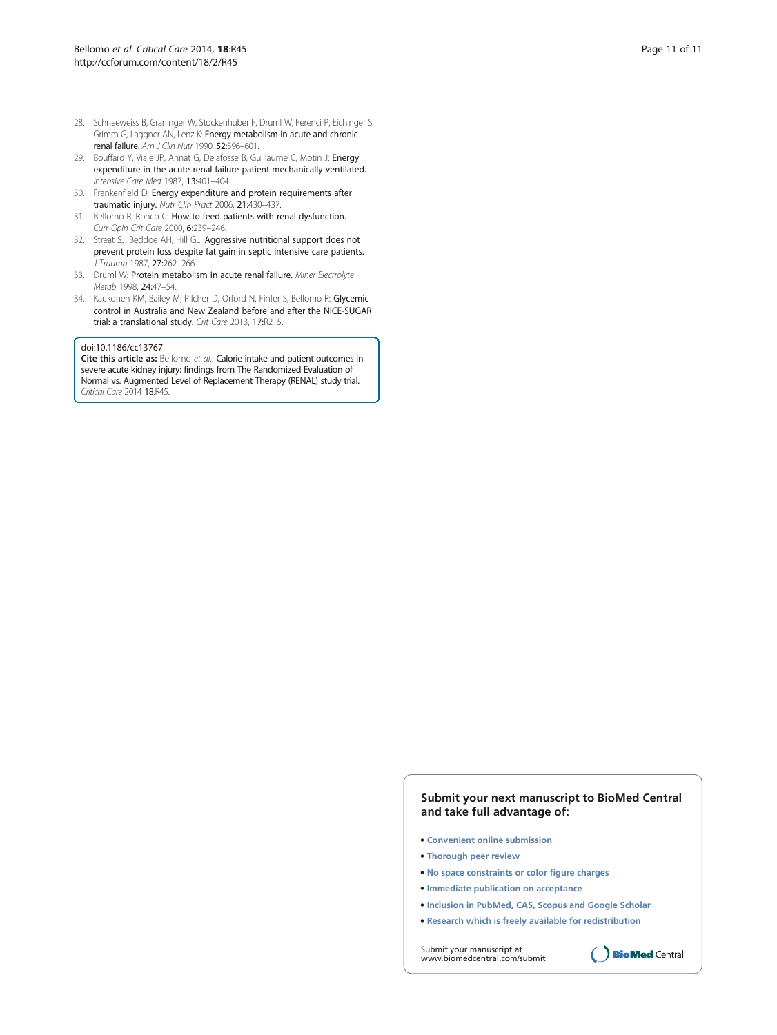28. Schneeweiss B, Graninger W, Stockenhuber F, Druml W, Ferenci P, Eichinger S, Grimm G, Laggner AN, Lenz K: **Energy metabolism in acute and chronic renal failure.** *Am J Clin Nutr* 1990, **52:**596–601.
29. Bouffard Y, Viale JP, Annat G, Delafosse B, Guillaume C, Motin J: **Energy expenditure in the acute renal failure patient mechanically ventilated.** *Intensive Care Med* 1987, **13:**401–404.
30. Frankenfield D: **Energy expenditure and protein requirements after traumatic injury.** *Nutr Clin Pract* 2006, **21:**430–437.
31. Bellomo R, Ronco C: **How to feed patients with renal dysfunction.** *Curr Opin Crit Care* 2000, **6:**239–246.
32. Streat SJ, Beddoe AH, Hill GL: **Aggressive nutritional support does not prevent protein loss despite fat gain in septic intensive care patients.** *J Trauma* 1987, **27:**262–266.
33. Druml W: **Protein metabolism in acute renal failure.** *Miner Electrolyte Metab* 1998, **24:**47–54.
34. Kaukonen KM, Bailey M, Pilcher D, Orford N, Finfer S, Bellomo R: **Glycemic control in Australia and New Zealand before and after the NICE-SUGAR trial: a translational study.** *Crit Care* 2013, **17:**R215.

doi:10.1186/cc13767

**Cite this article as:** Bellomo *et al.*: Calorie intake and patient outcomes in severe acute kidney injury: findings from The Randomized Evaluation of Normal vs. Augmented Level of Replacement Therapy (RENAL) study trial. *Critical Care* 2014 **18**:R45.

**Submit your next manuscript to BioMed Central and take full advantage of:**

- **Convenient online submission**
- **Thorough peer review**
- **No space constraints or color figure charges**
- **Immediate publication on acceptance**
- **Inclusion in PubMed, CAS, Scopus and Google Scholar**
- **Research which is freely available for redistribution**

Submit your manuscript at
www.biomedcentral.com/submit

BioMed Central